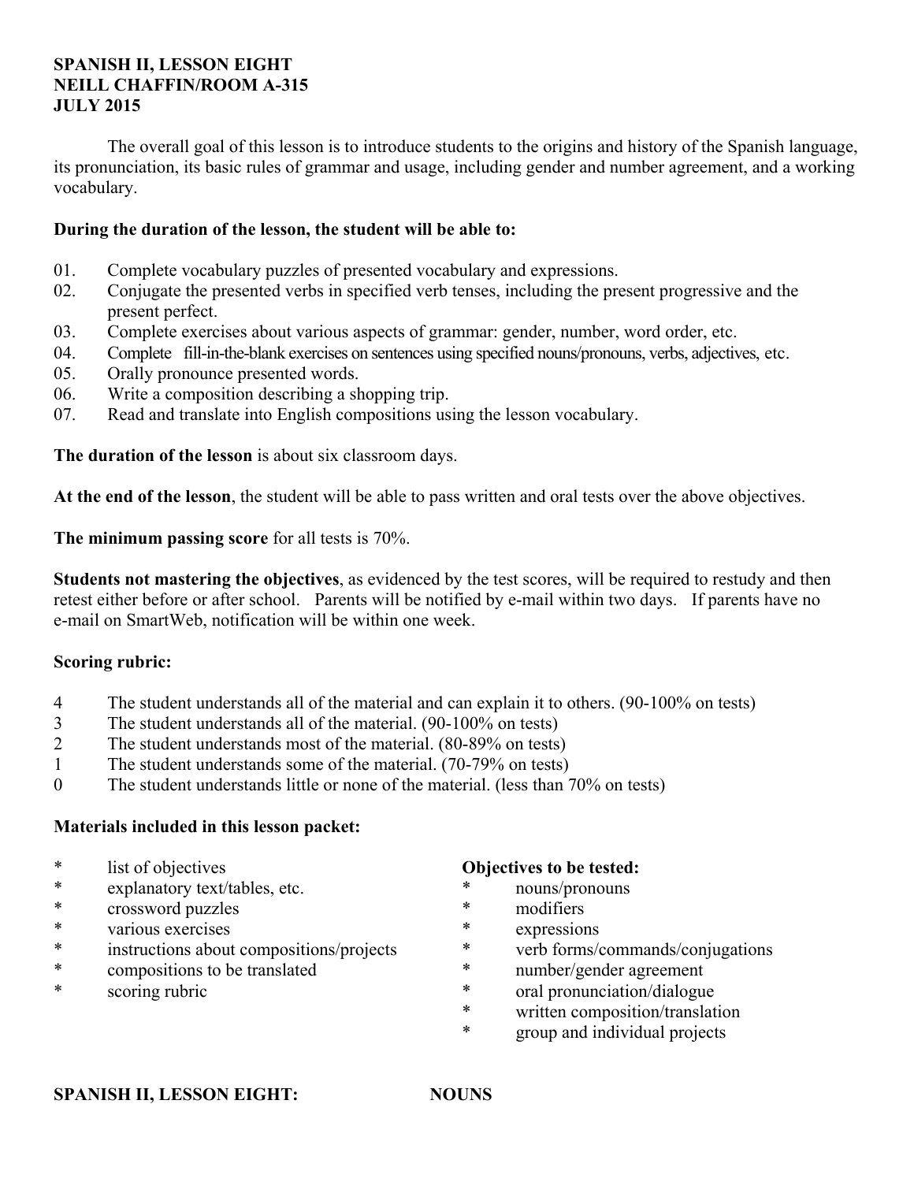**SPANISH II, LESSON EIGHT**
**NEILL CHAFFIN/ROOM A-315**
**JULY 2015**

The overall goal of this lesson is to introduce students to the origins and history of the Spanish language, its pronunciation, its basic rules of grammar and usage, including gender and number agreement, and a working vocabulary.

**During the duration of the lesson, the student will be able to:**

01. Complete vocabulary puzzles of presented vocabulary and expressions.
02. Conjugate the presented verbs in specified verb tenses, including the present progressive and the present perfect.
03. Complete exercises about various aspects of grammar: gender, number, word order, etc.
04. Complete fill-in-the-blank exercises on sentences using specified nouns/pronouns, verbs, adjectives, etc.
05. Orally pronounce presented words.
06. Write a composition describing a shopping trip.
07. Read and translate into English compositions using the lesson vocabulary.

**The duration of the lesson** is about six classroom days.

**At the end of the lesson**, the student will be able to pass written and oral tests over the above objectives.

**The minimum passing score** for all tests is 70%.

**Students not mastering the objectives**, as evidenced by the test scores, will be required to restudy and then retest either before or after school. Parents will be notified by e-mail within two days. If parents have no e-mail on SmartWeb, notification will be within one week.

**Scoring rubric:**

4 The student understands all of the material and can explain it to others. (90-100% on tests)
3 The student understands all of the material. (90-100% on tests)
2 The student understands most of the material. (80-89% on tests)
1 The student understands some of the material. (70-79% on tests)
0 The student understands little or none of the material. (less than 70% on tests)

**Materials included in this lesson packet:**

* list of objectives
* explanatory text/tables, etc.
* crossword puzzles
* various exercises
* instructions about compositions/projects
* compositions to be translated
* scoring rubric

**Objectives to be tested:**

* nouns/pronouns
* modifiers
* expressions
* verb forms/commands/conjugations
* number/gender agreement
* oral pronunciation/dialogue
* written composition/translation
* group and individual projects

**SPANISH II, LESSON EIGHT: NOUNS**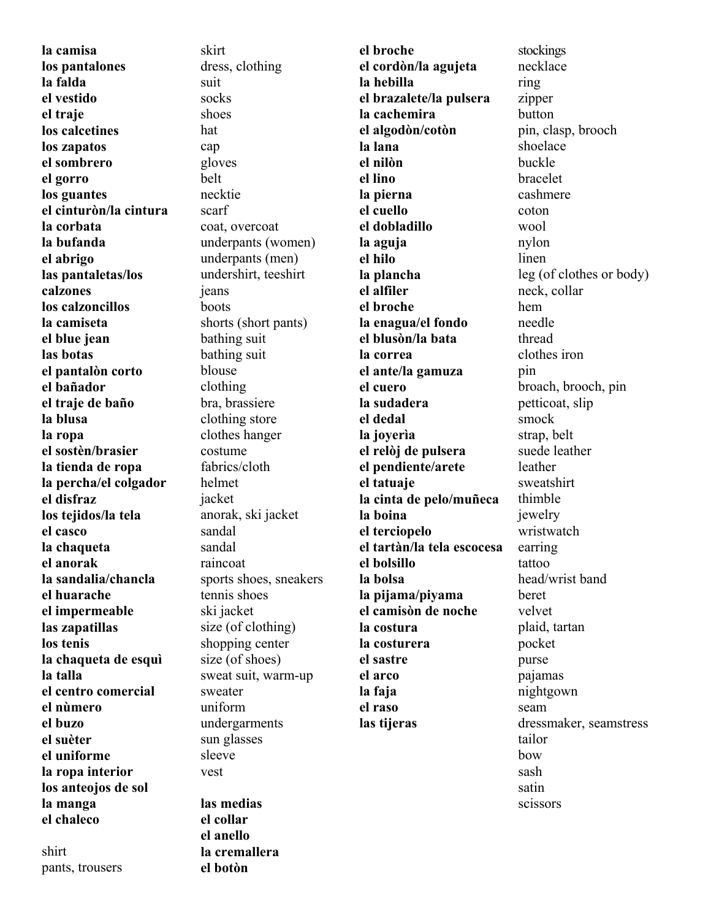**la camisa**
**los pantalones**
**la falda**
**el vestido**
**el traje**
**los calcetines**
**los zapatos**
**el sombrero**
**el gorro**
**los guantes**
**el cinturòn/la cintura**
**la corbata**
**la bufanda**
**el abrigo**
**las pantaletas/los calzones**
**los calzoncillos**
**la camiseta**
**el blue jean**
**las botas**
**el pantalòn corto**
**el bañador**
**el traje de baño**
**la blusa**
**la ropa**
**el sostèn/brasier**
**la tienda de ropa**
**la percha/el colgador**
**el disfraz**
**los tejidos/la tela**
**el casco**
**la chaqueta**
**el anorak**
**la sandalia/chancla**
**el huarache**
**el impermeable**
**las zapatillas**
**los tenis**
**la chaqueta de esquì**
**la talla**
**el centro comercial**
**el nùmero**
**el buzo**
**el suèter**
**el uniforme**
**la ropa interior**
**los anteojos de sol**
**la manga**
**el chaleco**

shirt
pants, trousers
skirt
dress, clothing
suit
socks
shoes
hat
cap
gloves
belt
necktie
scarf
coat, overcoat
underpants (women)
underpants (men)
undershirt, teeshirt
jeans
boots
shorts (short pants)
bathing suit
bathing suit
blouse
clothing
bra, brassiere
clothing store
clothes hanger
costume
fabrics/cloth
helmet
jacket
anorak, ski jacket
sandal
sandal
raincoat
sports shoes, sneakers
tennis shoes
ski jacket
size (of clothing)
shopping center
size (of shoes)
sweat suit, warm-up
sweater
uniform
undergarments
sun glasses
sleeve
vest

**las medias**
**el collar**
**el anillo**
**la cremallera**
**el botòn**
**el broche**
**el cordòn/la agujeta**
**la hebilla**
**el brazalete/la pulsera**
**la cachemira**
**el algodòn/cotòn**
**la lana**
**el nilòn**
**el lino**
**la pierna**
**el cuello**
**el dobladillo**
**la aguja**
**el hilo**
**la plancha**
**el alfiler**
**el broche**
**la enagua/el fondo**
**el blusòn/la bata**
**la correa**
**el ante/la gamuza**
**el cuero**
**la sudadera**
**el dedal**
**la joyerìa**
**el relòj de pulsera**
**el pendiente/arete**
**el tatuaje**
**la cinta de pelo/muñeca**
**la boina**
**el terciopelo**
**el tartàn/la tela escocesa**
**el bolsillo**
**la bolsa**
**la pijama/piyama**
**el camisòn de noche**
**la costura**
**la costurera**
**el sastre**
**el arco**
**la faja**
**el raso**
**las tijeras**

stockings
necklace
ring
zipper
button
pin, clasp, brooch
shoelace
buckle
bracelet
cashmere
coton
wool
nylon
linen
leg (of clothes or body)
neck, collar
hem
needle
thread
clothes iron
pin
broach, brooch, pin
petticoat, slip
smock
strap, belt
suede leather
leather
sweatshirt
thimble
jewelry
wristwatch
earring
tattoo
head/wrist band
beret
velvet
plaid, tartan
pocket
purse
pajamas
nightgown
seam
dressmaker, seamstress
tailor
bow
sash
satin
scissors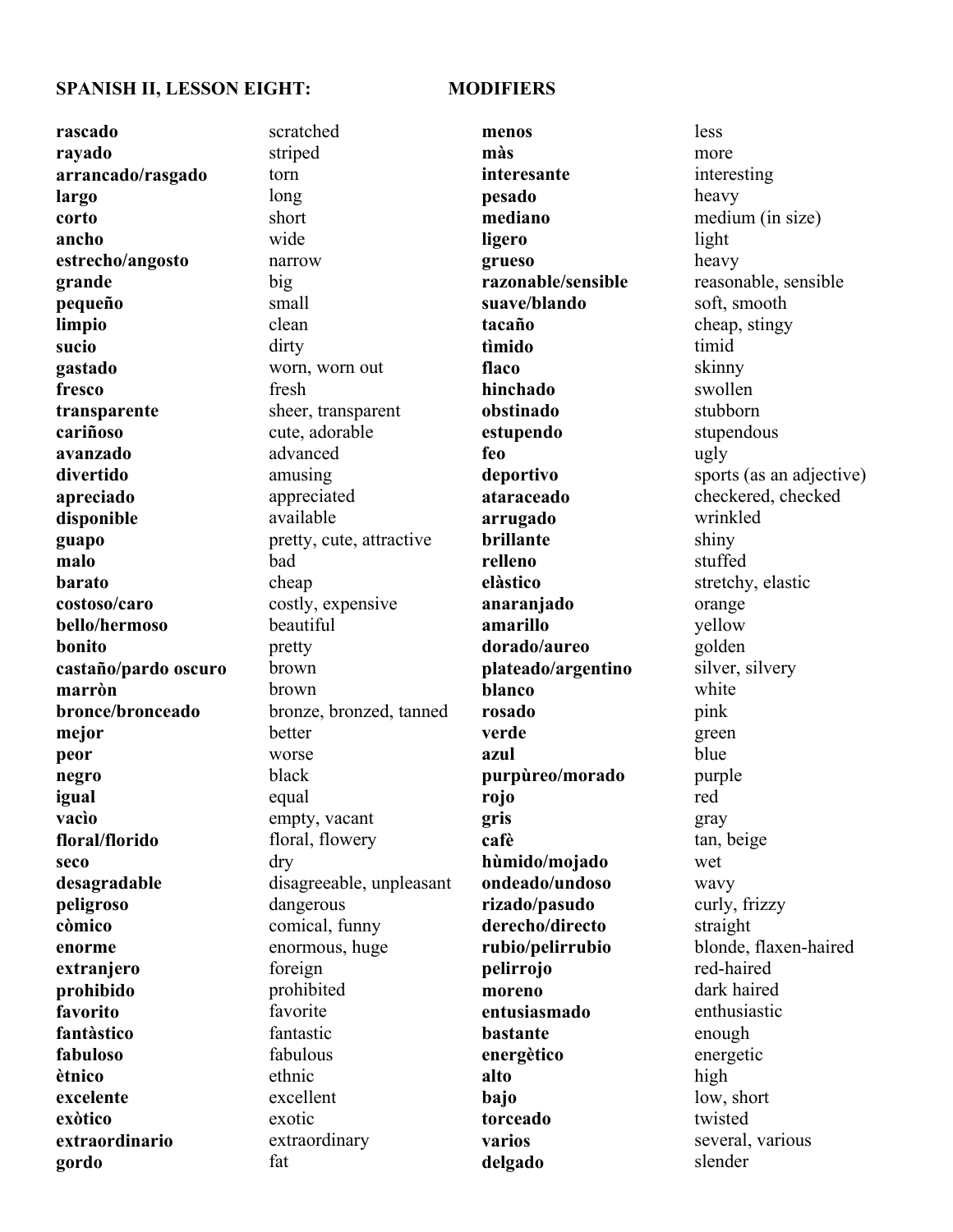**SPANISH II, LESSON EIGHT: MODIFIERS**

| | | | |
|---|---|---|---|
| **rascado** | scratched | **menos** | less |
| **rayado** | striped | **màs** | more |
| **arrancado/rasgado** | torn | **interesante** | interesting |
| **largo** | long | **pesado** | heavy |
| **corto** | short | **mediano** | medium (in size) |
| **ancho** | wide | **ligero** | light |
| **estrecho/angosto** | narrow | **grueso** | heavy |
| **grande** | big | **razonable/sensible** | reasonable, sensible |
| **pequeño** | small | **suave/blando** | soft, smooth |
| **limpio** | clean | **tacaño** | cheap, stingy |
| **sucio** | dirty | **tìmido** | timid |
| **gastado** | worn, worn out | **flaco** | skinny |
| **fresco** | fresh | **hinchado** | swollen |
| **transparente** | sheer, transparent | **obstinado** | stubborn |
| **cariñoso** | cute, adorable | **estupendo** | stupendous |
| **avanzado** | advanced | **feo** | ugly |
| **divertido** | amusing | **deportivo** | sports (as an adjective) |
| **apreciado** | appreciated | **ataraceado** | checkered, checked |
| **disponible** | available | **arrugado** | wrinkled |
| **guapo** | pretty, cute, attractive | **brillante** | shiny |
| **malo** | bad | **relleno** | stuffed |
| **barato** | cheap | **elàstico** | stretchy, elastic |
| **costoso/caro** | costly, expensive | **anaranjado** | orange |
| **bello/hermoso** | beautiful | **amarillo** | yellow |
| **bonito** | pretty | **dorado/aureo** | golden |
| **castaño/pardo oscuro** | brown | **plateado/argentino** | silver, silvery |
| **marròn** | brown | **blanco** | white |
| **bronce/bronceado** | bronze, bronzed, tanned | **rosado** | pink |
| **mejor** | better | **verde** | green |
| **peor** | worse | **azul** | blue |
| **negro** | black | **purpùreo/morado** | purple |
| **igual** | equal | **rojo** | red |
| **vacìo** | empty, vacant | **gris** | gray |
| **floral/florido** | floral, flowery | **cafè** | tan, beige |
| **seco** | dry | **hùmido/mojado** | wet |
| **desagradable** | disagreeable, unpleasant | **ondeado/undoso** | wavy |
| **peligroso** | dangerous | **rizado/pasudo** | curly, frizzy |
| **còmico** | comical, funny | **derecho/directo** | straight |
| **enorme** | enormous, huge | **rubio/pelirrubio** | blonde, flaxen-haired |
| **extranjero** | foreign | **pelirrojo** | red-haired |
| **prohibido** | prohibited | **moreno** | dark haired |
| **favorito** | favorite | **entusiasmado** | enthusiastic |
| **fantàstico** | fantastic | **bastante** | enough |
| **fabuloso** | fabulous | **energètico** | energetic |
| **ètnico** | ethnic | **alto** | high |
| **excelente** | excellent | **bajo** | low, short |
| **exòtico** | exotic | **torceado** | twisted |
| **extraordinario** | extraordinary | **varios** | several, various |
| **gordo** | fat | **delgado** | slender |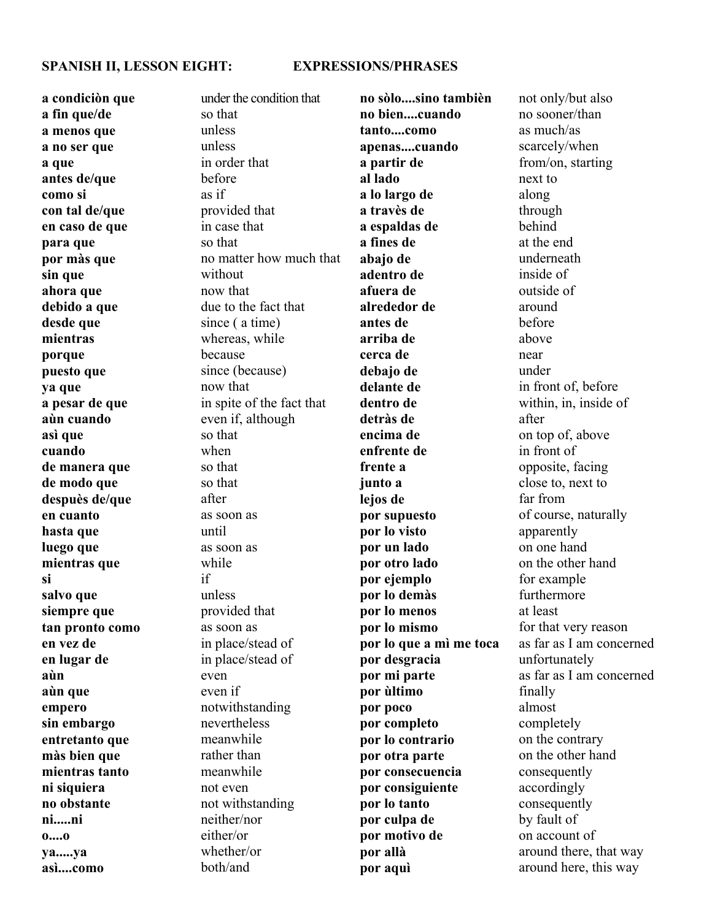## SPANISH II, LESSON EIGHT: EXPRESSIONS/PHRASES

| Spanish | English |
|---|---|
| **a condiciòn que** | under the condition that |
| **a fin que/de** | so that |
| **a menos que** | unless |
| **a no ser que** | unless |
| **a que** | in order that |
| **antes de/que** | before |
| **como si** | as if |
| **con tal de/que** | provided that |
| **en caso de que** | in case that |
| **para que** | so that |
| **por màs que** | no matter how much that |
| **sin que** | without |
| **ahora que** | now that |
| **debido a que** | due to the fact that |
| **desde que** | since ( a time) |
| **mientras** | whereas, while |
| **porque** | because |
| **puesto que** | since (because) |
| **ya que** | now that |
| **a pesar de que** | in spite of the fact that |
| **aùn cuando** | even if, although |
| **asì que** | so that |
| **cuando** | when |
| **de manera que** | so that |
| **de modo que** | so that |
| **despuès de/que** | after |
| **en cuanto** | as soon as |
| **hasta que** | until |
| **luego que** | as soon as |
| **mientras que** | while |
| **si** | if |
| **salvo que** | unless |
| **siempre que** | provided that |
| **tan pronto como** | as soon as |
| **en vez de** | in place/stead of |
| **en lugar de** | in place/stead of |
| **aùn** | even |
| **aùn que** | even if |
| **empero** | notwithstanding |
| **sin embargo** | nevertheless |
| **entretanto que** | meanwhile |
| **màs bien que** | rather than |
| **mientras tanto** | meanwhile |
| **ni siquiera** | not even |
| **no obstante** | not withstanding |
| **ni.....ni** | neither/nor |
| **o....o** | either/or |
| **ya.....ya** | whether/or |
| **asì....como** | both/and |
| **no sòlo....sino tambièn** | not only/but also |
| **no bien....cuando** | no sooner/than |
| **tanto....como** | as much/as |
| **apenas....cuando** | scarcely/when |
| **a partir de** | from/on, starting |
| **al lado** | next to |
| **a lo largo de** | along |
| **a travès de** | through |
| **a espaldas de** | behind |
| **a fines de** | at the end |
| **abajo de** | underneath |
| **adentro de** | inside of |
| **afuera de** | outside of |
| **alrededor de** | around |
| **antes de** | before |
| **arriba de** | above |
| **cerca de** | near |
| **debajo de** | under |
| **delante de** | in front of, before |
| **dentro de** | within, in, inside of |
| **detràs de** | after |
| **encima de** | on top of, above |
| **enfrente de** | in front of |
| **frente a** | opposite, facing |
| **junto a** | close to, next to |
| **lejos de** | far from |
| **por supuesto** | of course, naturally |
| **por lo visto** | apparently |
| **por un lado** | on one hand |
| **por otro lado** | on the other hand |
| **por ejemplo** | for example |
| **por lo demàs** | furthermore |
| **por lo menos** | at least |
| **por lo mismo** | for that very reason |
| **por lo que a mì me toca** | as far as I am concerned |
| **por desgracia** | unfortunately |
| **por mi parte** | as far as I am concerned |
| **por ùltimo** | finally |
| **por poco** | almost |
| **por completo** | completely |
| **por lo contrario** | on the contrary |
| **por otra parte** | on the other hand |
| **por consecuencia** | consequently |
| **por consiguiente** | accordingly |
| **por lo tanto** | consequently |
| **por culpa de** | by fault of |
| **por motivo de** | on account of |
| **por allà** | around there, that way |
| **por aquì** | around here, this way |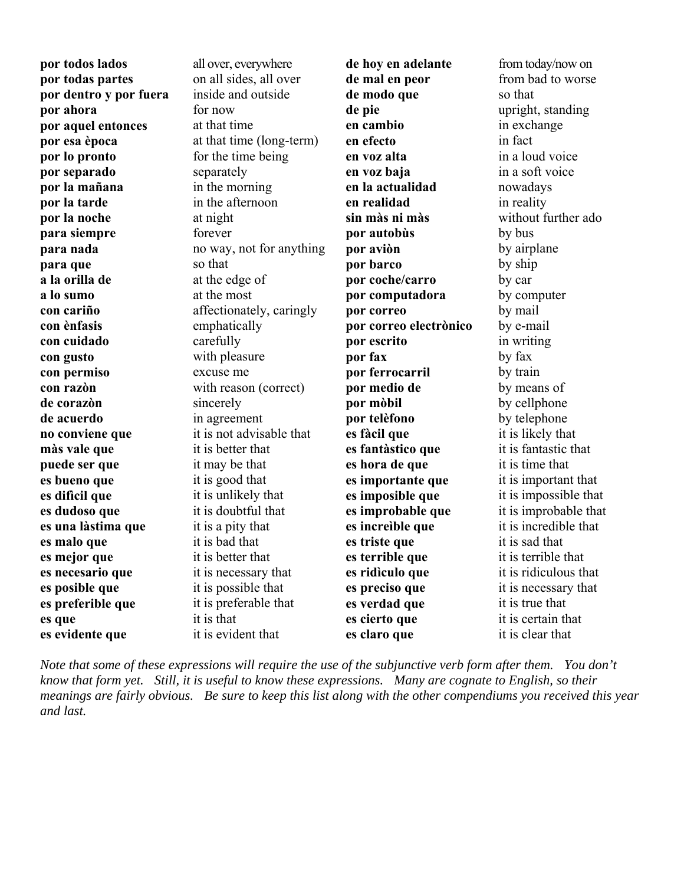| | | | |
|---|---|---|---|
| **por todos lados** | all over, everywhere | **de hoy en adelante** | from today/now on |
| **por todas partes** | on all sides, all over | **de mal en peor** | from bad to worse |
| **por dentro y por fuera** | inside and outside | **de modo que** | so that |
| **por ahora** | for now | **de pie** | upright, standing |
| **por aquel entonces** | at that time | **en cambio** | in exchange |
| **por esa època** | at that time (long-term) | **en efecto** | in fact |
| **por lo pronto** | for the time being | **en voz alta** | in a loud voice |
| **por separado** | separately | **en voz baja** | in a soft voice |
| **por la mañana** | in the morning | **en la actualidad** | nowadays |
| **por la tarde** | in the afternoon | **en realidad** | in reality |
| **por la noche** | at night | **sin màs ni màs** | without further ado |
| **para siempre** | forever | **por autobùs** | by bus |
| **para nada** | no way, not for anything | **por aviòn** | by airplane |
| **para que** | so that | **por barco** | by ship |
| **a la orilla de** | at the edge of | **por coche/carro** | by car |
| **a lo sumo** | at the most | **por computadora** | by computer |
| **con cariño** | affectionately, caringly | **por correo** | by mail |
| **con ènfasis** | emphatically | **por correo electrònico** | by e-mail |
| **con cuidado** | carefully | **por escrito** | in writing |
| **con gusto** | with pleasure | **por fax** | by fax |
| **con permiso** | excuse me | **por ferrocarril** | by train |
| **con razòn** | with reason (correct) | **por medio de** | by means of |
| **de corazòn** | sincerely | **por mòbil** | by cellphone |
| **de acuerdo** | in agreement | **por telèfono** | by telephone |
| **no conviene que** | it is not advisable that | **es fàcil que** | it is likely that |
| **màs vale que** | it is better that | **es fantàstico que** | it is fantastic that |
| **puede ser que** | it may be that | **es hora de que** | it is time that |
| **es bueno que** | it is good that | **es importante que** | it is important that |
| **es dificil que** | it is unlikely that | **es imposible que** | it is impossible that |
| **es dudoso que** | it is doubtful that | **es improbable que** | it is improbable that |
| **es una làstima que** | it is a pity that | **es increìble que** | it is incredible that |
| **es malo que** | it is bad that | **es triste que** | it is sad that |
| **es mejor que** | it is better that | **es terrible que** | it is terrible that |
| **es necesario que** | it is necessary that | **es ridìculo que** | it is ridiculous that |
| **es posible que** | it is possible that | **es preciso que** | it is necessary that |
| **es preferible que** | it is preferable that | **es verdad que** | it is true that |
| **es que** | it is that | **es cierto que** | it is certain that |
| **es evidente que** | it is evident that | **es claro que** | it is clear that |

*Note that some of these expressions will require the use of the subjunctive verb form after them. You don't know that form yet. Still, it is useful to know these expressions. Many are cognate to English, so their meanings are fairly obvious. Be sure to keep this list along with the other compendiums you received this year and last.*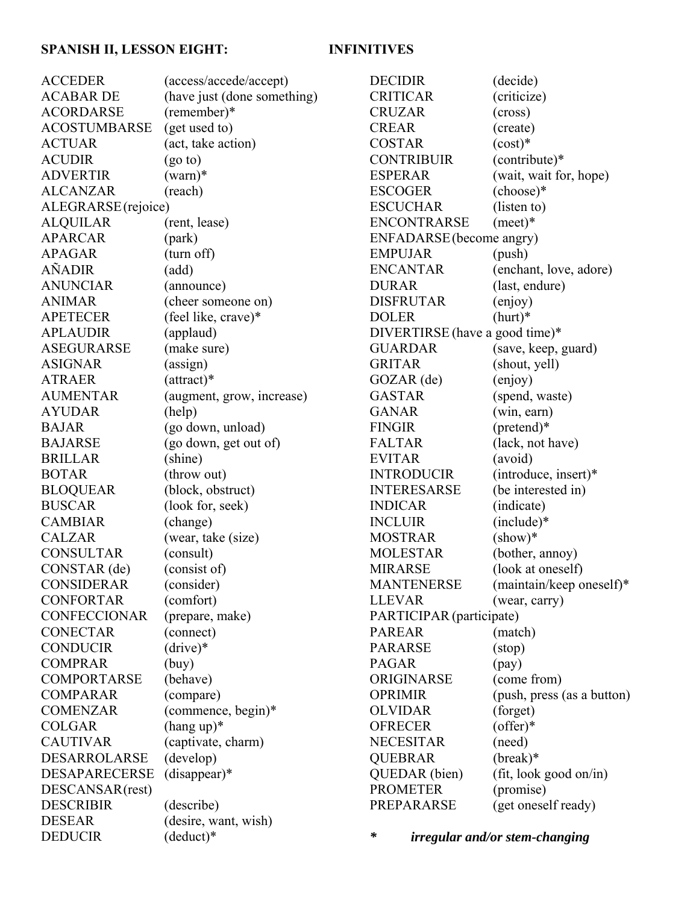**SPANISH II, LESSON EIGHT: INFINITIVES**

| | |
|---|---|
| ACCEDER | (access/accede/accept) |
| ACABAR DE | (have just (done something) |
| ACORDARSE | (remember)* |
| ACOSTUMBARSE | (get used to) |
| ACTUAR | (act, take action) |
| ACUDIR | (go to) |
| ADVERTIR | (warn)* |
| ALCANZAR | (reach) |
| ALEGRARSE | (rejoice) |
| ALQUILAR | (rent, lease) |
| APARCAR | (park) |
| APAGAR | (turn off) |
| AÑADIR | (add) |
| ANUNCIAR | (announce) |
| ANIMAR | (cheer someone on) |
| APETECER | (feel like, crave)* |
| APLAUDIR | (applaud) |
| ASEGURARSE | (make sure) |
| ASIGNAR | (assign) |
| ATRAER | (attract)* |
| AUMENTAR | (augment, grow, increase) |
| AYUDAR | (help) |
| BAJAR | (go down, unload) |
| BAJARSE | (go down, get out of) |
| BRILLAR | (shine) |
| BOTAR | (throw out) |
| BLOQUEAR | (block, obstruct) |
| BUSCAR | (look for, seek) |
| CAMBIAR | (change) |
| CALZAR | (wear, take (size) |
| CONSULTAR | (consult) |
| CONSTAR (de) | (consist of) |
| CONSIDERAR | (consider) |
| CONFORTAR | (comfort) |
| CONFECCIONAR | (prepare, make) |
| CONECTAR | (connect) |
| CONDUCIR | (drive)* |
| COMPRAR | (buy) |
| COMPORTARSE | (behave) |
| COMPARAR | (compare) |
| COMENZAR | (commence, begin)* |
| COLGAR | (hang up)* |
| CAUTIVAR | (captivate, charm) |
| DESARROLARSE | (develop) |
| DESAPARECERSE | (disappear)* |
| DESCANSAR | (rest) |
| DESCRIBIR | (describe) |
| DESEAR | (desire, want, wish) |
| DEDUCIR | (deduct)* |
| DECIDIR | (decide) |
| CRITICAR | (criticize) |
| CRUZAR | (cross) |
| CREAR | (create) |
| COSTAR | (cost)* |
| CONTRIBUIR | (contribute)* |
| ESPERAR | (wait, wait for, hope) |
| ESCOGER | (choose)* |
| ESCUCHAR | (listen to) |
| ENCONTRARSE | (meet)* |
| ENFADARSE | (become angry) |
| EMPUJAR | (push) |
| ENCANTAR | (enchant, love, adore) |
| DURAR | (last, endure) |
| DISFRUTAR | (enjoy) |
| DOLER | (hurt)* |
| DIVERTIRSE | (have a good time)* |
| GUARDAR | (save, keep, guard) |
| GRITAR | (shout, yell) |
| GOZAR (de) | (enjoy) |
| GASTAR | (spend, waste) |
| GANAR | (win, earn) |
| FINGIR | (pretend)* |
| FALTAR | (lack, not have) |
| EVITAR | (avoid) |
| INTRODUCIR | (introduce, insert)* |
| INTERESARSE | (be interested in) |
| INDICAR | (indicate) |
| INCLUIR | (include)* |
| MOSTRAR | (show)* |
| MOLESTAR | (bother, annoy) |
| MIRARSE | (look at oneself) |
| MANTENERSE | (maintain/keep oneself)* |
| LLEVAR | (wear, carry) |
| PARTICIPAR | (participate) |
| PAREAR | (match) |
| PARARSE | (stop) |
| PAGAR | (pay) |
| ORIGINARSE | (come from) |
| OPRIMIR | (push, press (as a button) |
| OLVIDAR | (forget) |
| OFRECER | (offer)* |
| NECESITAR | (need) |
| QUEBRAR | (break)* |
| QUEDAR (bien) | (fit, look good on/in) |
| PROMETER | (promise) |
| PREPARARSE | (get oneself ready) |

**\*** ***irregular and/or stem-changing***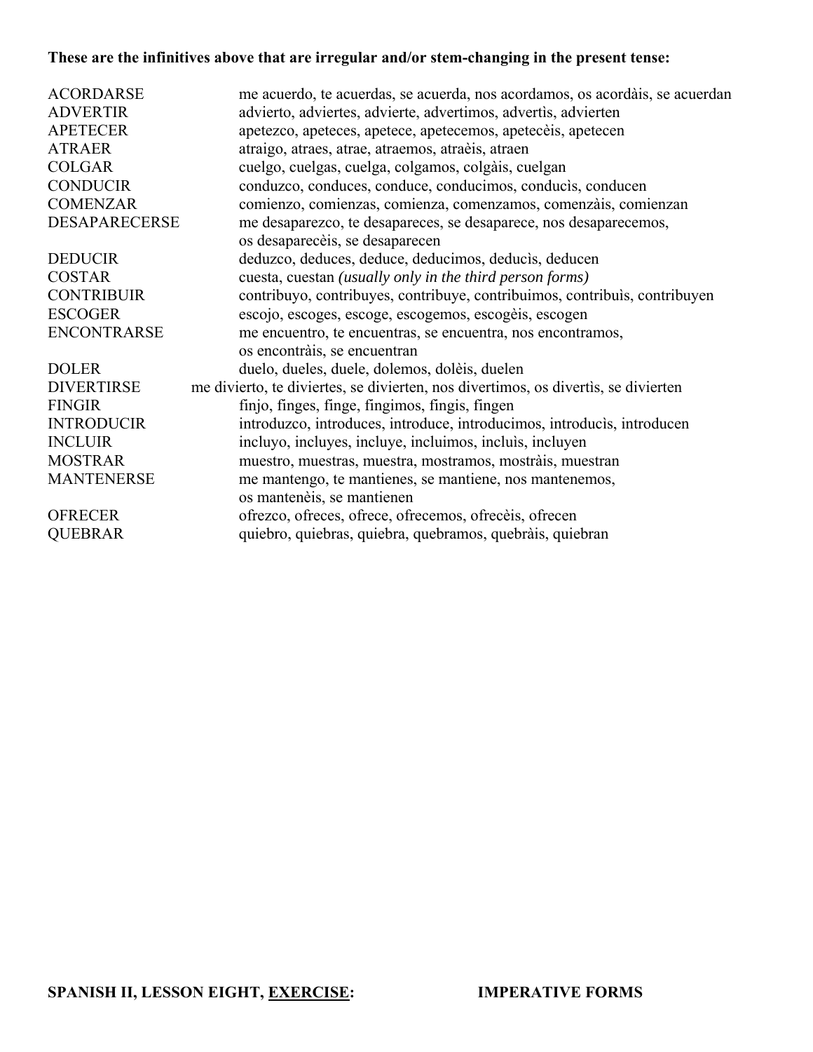**These are the infinitives above that are irregular and/or stem-changing in the present tense:**

| | |
|---|---|
| ACORDARSE | me acuerdo, te acuerdas, se acuerda, nos acordamos, os acordàis, se acuerdan |
| ADVERTIR | advierto, adviertes, advierte, advertimos, advertìs, advierten |
| APETECER | apetezco, apeteces, apetece, apetecemos, apetecèis, apetecen |
| ATRAER | atraigo, atraes, atrae, atraemos, atraèis, atraen |
| COLGAR | cuelgo, cuelgas, cuelga, colgamos, colgàis, cuelgan |
| CONDUCIR | conduzco, conduces, conduce, conducimos, conducìs, conducen |
| COMENZAR | comienzo, comienzas, comienza, comenzamos, comenzàis, comienzan |
| DESAPARECERSE | me desaparezco, te desapareces, se desaparece, nos desaparecemos, os desaparecèis, se desaparecen |
| DEDUCIR | deduzco, deduces, deduce, deducimos, deducìs, deducen |
| COSTAR | cuesta, cuestan *(usually only in the third person forms)* |
| CONTRIBUIR | contribuyo, contribuyes, contribuye, contribuimos, contribuìs, contribuyen |
| ESCOGER | escojo, escoges, escoge, escogemos, escogèis, escogen |
| ENCONTRARSE | me encuentro, te encuentras, se encuentra, nos encontramos, os encontràis, se encuentran |
| DOLER | duelo, dueles, duele, dolemos, dolèis, duelen |
| DIVERTIRSE | me divierto, te diviertes, se divierten, nos divertimos, os divertìs, se divierten |
| FINGIR | finjo, finges, finge, fingimos, fingis, fingen |
| INTRODUCIR | introduzco, introduces, introduce, introducimos, introducìs, introducen |
| INCLUIR | incluyo, incluyes, incluye, incluimos, incluìs, incluyen |
| MOSTRAR | muestro, muestras, muestra, mostramos, mostràis, muestran |
| MANTENERSE | me mantengo, te mantienes, se mantiene, nos mantenemos, os mantenèis, se mantienen |
| OFRECER | ofrezco, ofreces, ofrece, ofrecemos, ofrecèis, ofrecen |
| QUEBRAR | quiebro, quiebras, quiebra, quebramos, quebràis, quiebran |

**SPANISH II, LESSON EIGHT, EXERCISE:** **IMPERATIVE FORMS**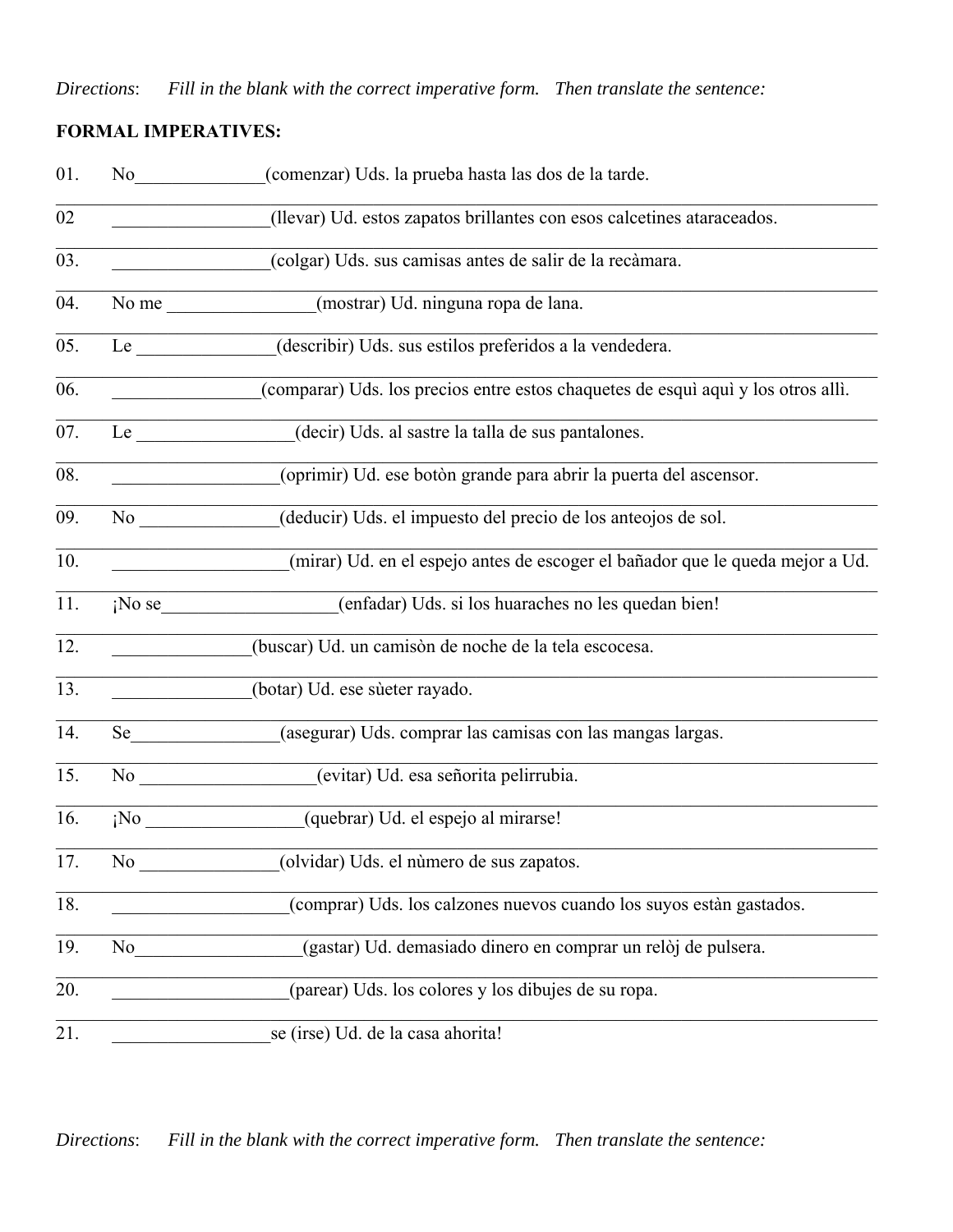*Directions*: *Fill in the blank with the correct imperative form. Then translate the sentence:*

**FORMAL IMPERATIVES:**

01. No______________(comenzar) Uds. la prueba hasta las dos de la tarde.

_______________________________________________________________________________

02 _________________(llevar) Ud. estos zapatos brillantes con esos calcetines ataraceados.

_______________________________________________________________________________

03. _________________(colgar) Uds. sus camisas antes de salir de la recàmara.

_______________________________________________________________________________

04. No me ________________(mostrar) Ud. ninguna ropa de lana.

_______________________________________________________________________________

05. Le _______________(describir) Uds. sus estilos preferidos a la vendedera.

_______________________________________________________________________________

06. ________________(comparar) Uds. los precios entre estos chaquetes de esquì aquì y los otros allì.

_______________________________________________________________________________

07. Le _________________(decir) Uds. al sastre la talla de sus pantalones.

_______________________________________________________________________________

08. __________________(oprimir) Ud. ese botòn grande para abrir la puerta del ascensor.

_______________________________________________________________________________

09. No _______________(deducir) Uds. el impuesto del precio de los anteojos de sol.

_______________________________________________________________________________

10. ___________________(mirar) Ud. en el espejo antes de escoger el bañador que le queda mejor a Ud.

_______________________________________________________________________________

11. ¡No se___________________(enfadar) Uds. si los huaraches no les quedan bien!

_______________________________________________________________________________

12. _______________(buscar) Ud. un camisòn de noche de la tela escocesa.

_______________________________________________________________________________

13. _______________(botar) Ud. ese sùeter rayado.

_______________________________________________________________________________

14. Se________________(asegurar) Uds. comprar las camisas con las mangas largas.

_______________________________________________________________________________

15. No ___________________(evitar) Ud. esa señorita pelirrubia.

_______________________________________________________________________________

16. ¡No _________________(quebrar) Ud. el espejo al mirarse!

_______________________________________________________________________________

17. No _______________(olvidar) Uds. el nùmero de sus zapatos.

_______________________________________________________________________________

18. ___________________(comprar) Uds. los calzones nuevos cuando los suyos estàn gastados.

_______________________________________________________________________________

19. No__________________(gastar) Ud. demasiado dinero en comprar un relòj de pulsera.

_______________________________________________________________________________

20. ___________________(parear) Uds. los colores y los dibujes de su ropa.

_______________________________________________________________________________

21. _________________se (irse) Ud. de la casa ahorita!

*Directions*: *Fill in the blank with the correct imperative form. Then translate the sentence:*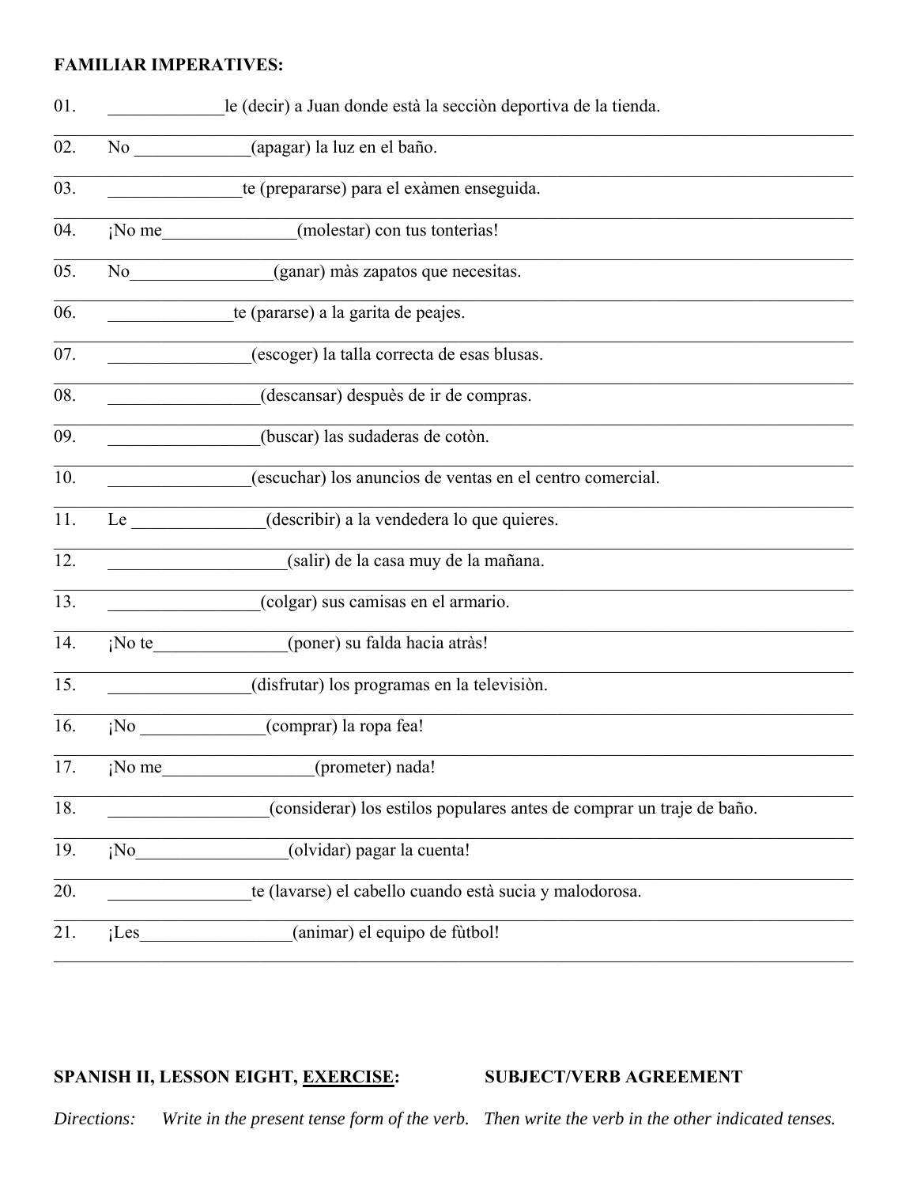**FAMILIAR IMPERATIVES:**

01. _____________le (decir) a Juan donde està la secciòn deportiva de la tienda.

02. No _____________(apagar) la luz en el baño.

03. _______________te (prepararse) para el exàmen enseguida.

04. ¡No me_______________(molestar) con tus tonterìas!

05. No________________(ganar) màs zapatos que necesitas.

06. ______________te (pararse) a la garita de peajes.

07. ________________(escoger) la talla correcta de esas blusas.

08. _________________(descansar) despuès de ir de compras.

09. _________________(buscar) las sudaderas de cotòn.

10. ________________(escuchar) los anuncios de ventas en el centro comercial.

11. Le _______________(describir) a la vendedera lo que quieres.

12. ____________________(salir) de la casa muy de la mañana.

13. _________________(colgar) sus camisas en el armario.

14. ¡No te_______________(poner) su falda hacia atràs!

15. ________________(disfrutar) los programas en la televisiòn.

16. ¡No ______________(comprar) la ropa fea!

17. ¡No me_________________(prometer) nada!

18. __________________(considerar) los estilos populares antes de comprar un traje de baño.

19. ¡No_________________(olvidar) pagar la cuenta!

20. ________________te (lavarse) el cabello cuando està sucia y malodorosa.

21. ¡Les_________________(animar) el equipo de fùtbol!

**SPANISH II, LESSON EIGHT, EXERCISE:** **SUBJECT/VERB AGREEMENT**

*Directions: Write in the present tense form of the verb. Then write the verb in the other indicated tenses.*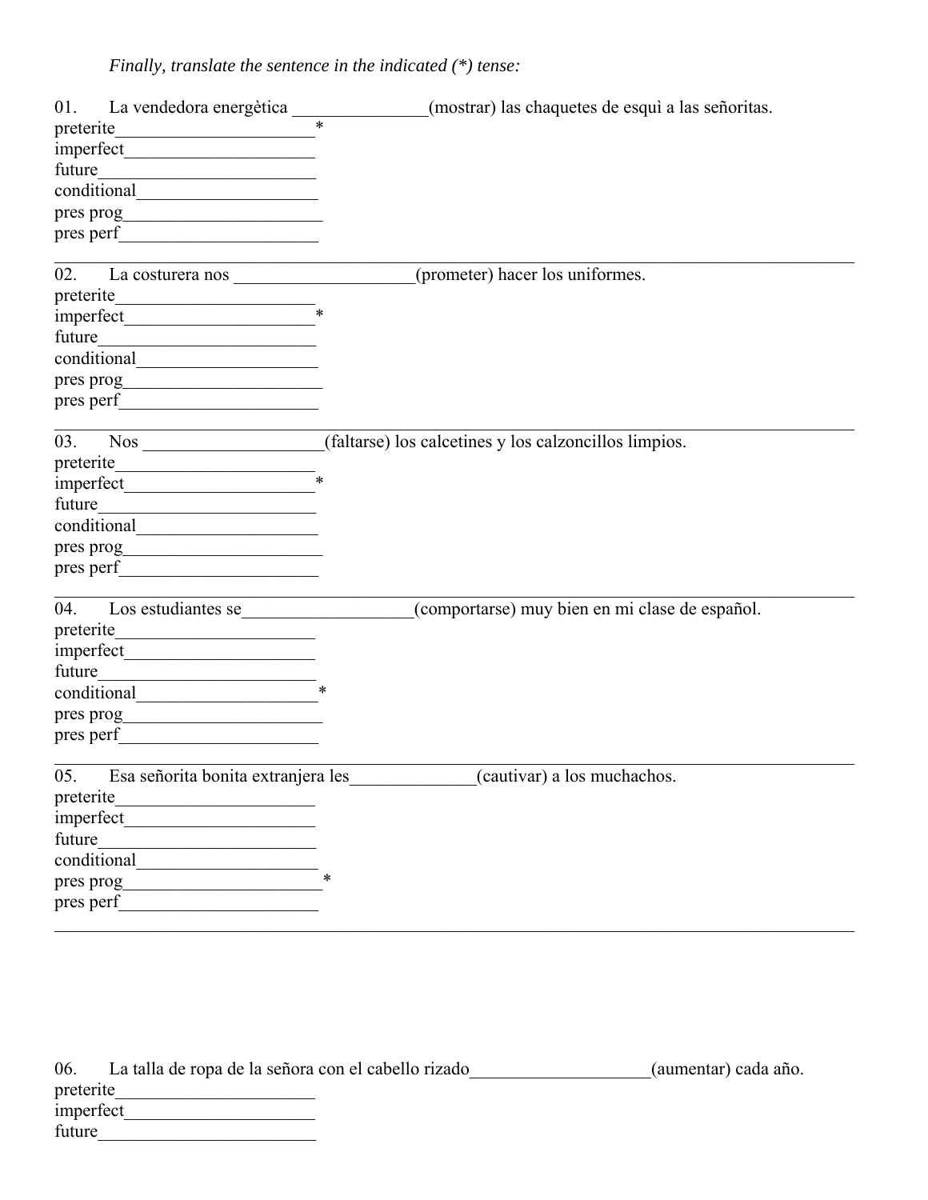*Finally, translate the sentence in the indicated (*) tense:*

01. La vendedora energètica _______________(mostrar) las chaquetes de esquì a las señoritas.
preterite______________________*
imperfect_____________________
future________________________
conditional____________________
pres prog______________________
pres perf______________________

---

02. La costurera nos ____________________(prometer) hacer los uniformes.
preterite______________________
imperfect_____________________*
future________________________
conditional____________________
pres prog______________________
pres perf______________________

---

03. Nos ____________________(faltarse) los calcetines y los calzoncillos limpios.
preterite______________________
imperfect_____________________*
future________________________
conditional____________________
pres prog______________________
pres perf______________________

---

04. Los estudiantes se___________________(comportarse) muy bien en mi clase de español.
preterite______________________
imperfect_____________________
future________________________
conditional____________________*
pres prog______________________
pres perf______________________

---

05. Esa señorita bonita extranjera les______________(cautivar) a los muchachos.
preterite______________________
imperfect_____________________
future________________________
conditional____________________
pres prog______________________*
pres perf______________________

---

06. La talla de ropa de la señora con el cabello rizado____________________(aumentar) cada año.
preterite______________________
imperfect_____________________
future________________________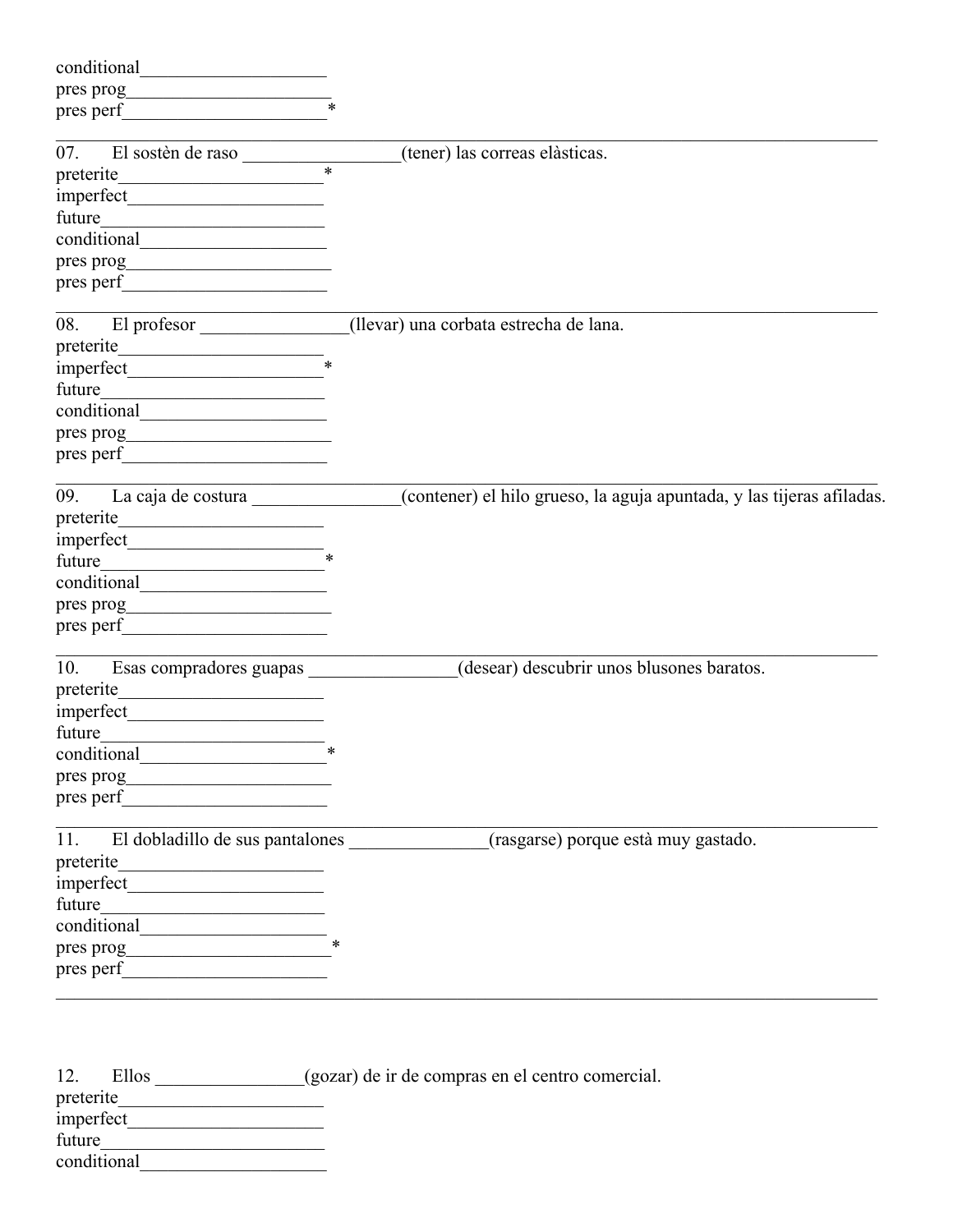conditional____________________
pres prog______________________
pres perf______________________*

---

07. El sostèn de raso _________________(tener) las correas elàsticas.
preterite______________________*
imperfect_____________________
future________________________
conditional____________________
pres prog______________________
pres perf______________________

---

08. El profesor ________________(llevar) una corbata estrecha de lana.
preterite______________________
imperfect_____________________*
future________________________
conditional____________________
pres prog______________________
pres perf______________________

---

09. La caja de costura ________________(contener) el hilo grueso, la aguja apuntada, y las tijeras afiladas.
preterite______________________
imperfect_____________________
future________________________*
conditional____________________
pres prog______________________
pres perf______________________

---

10. Esas compradores guapas ________________(desear) descubrir unos blusones baratos.
preterite______________________
imperfect_____________________
future________________________
conditional____________________*
pres prog______________________
pres perf______________________

---

11. El dobladillo de sus pantalones _______________(rasgarse) porque està muy gastado.
preterite______________________
imperfect_____________________
future________________________
conditional____________________
pres prog______________________*
pres perf______________________

---

12. Ellos ________________(gozar) de ir de compras en el centro comercial.
preterite______________________
imperfect_____________________
future________________________
conditional____________________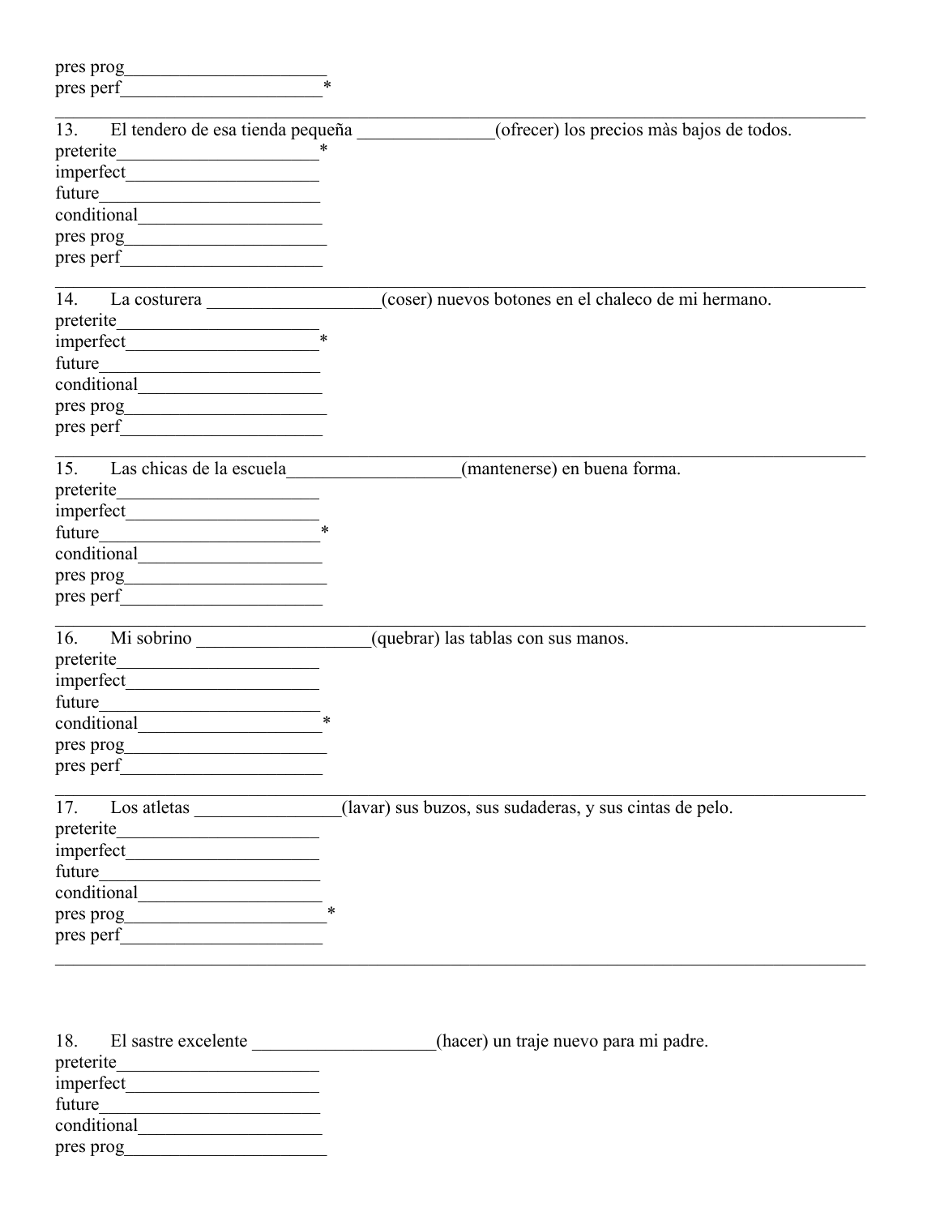pres prog______________________
pres perf______________________*

---

13. El tendero de esa tienda pequeña _______________(ofrecer) los precios màs bajos de todos.
preterite______________________*
imperfect______________________
future______________________
conditional______________________
pres prog______________________
pres perf______________________

---

14. La costurera ___________________(coser) nuevos botones en el chaleco de mi hermano.
preterite______________________
imperfect______________________*
future______________________
conditional______________________
pres prog______________________
pres perf______________________

---

15. Las chicas de la escuela___________________(mantenerse) en buena forma.
preterite______________________
imperfect______________________
future______________________*
conditional______________________
pres prog______________________
pres perf______________________

---

16. Mi sobrino ___________________(quebrar) las tablas con sus manos.
preterite______________________
imperfect______________________
future______________________
conditional______________________*
pres prog______________________
pres perf______________________

---

17. Los atletas ________________(lavar) sus buzos, sus sudaderas, y sus cintas de pelo.
preterite______________________
imperfect______________________
future______________________
conditional______________________
pres prog______________________*
pres perf______________________

---

18. El sastre excelente ____________________(hacer) un traje nuevo para mi padre.
preterite______________________
imperfect______________________
future______________________
conditional______________________
pres prog______________________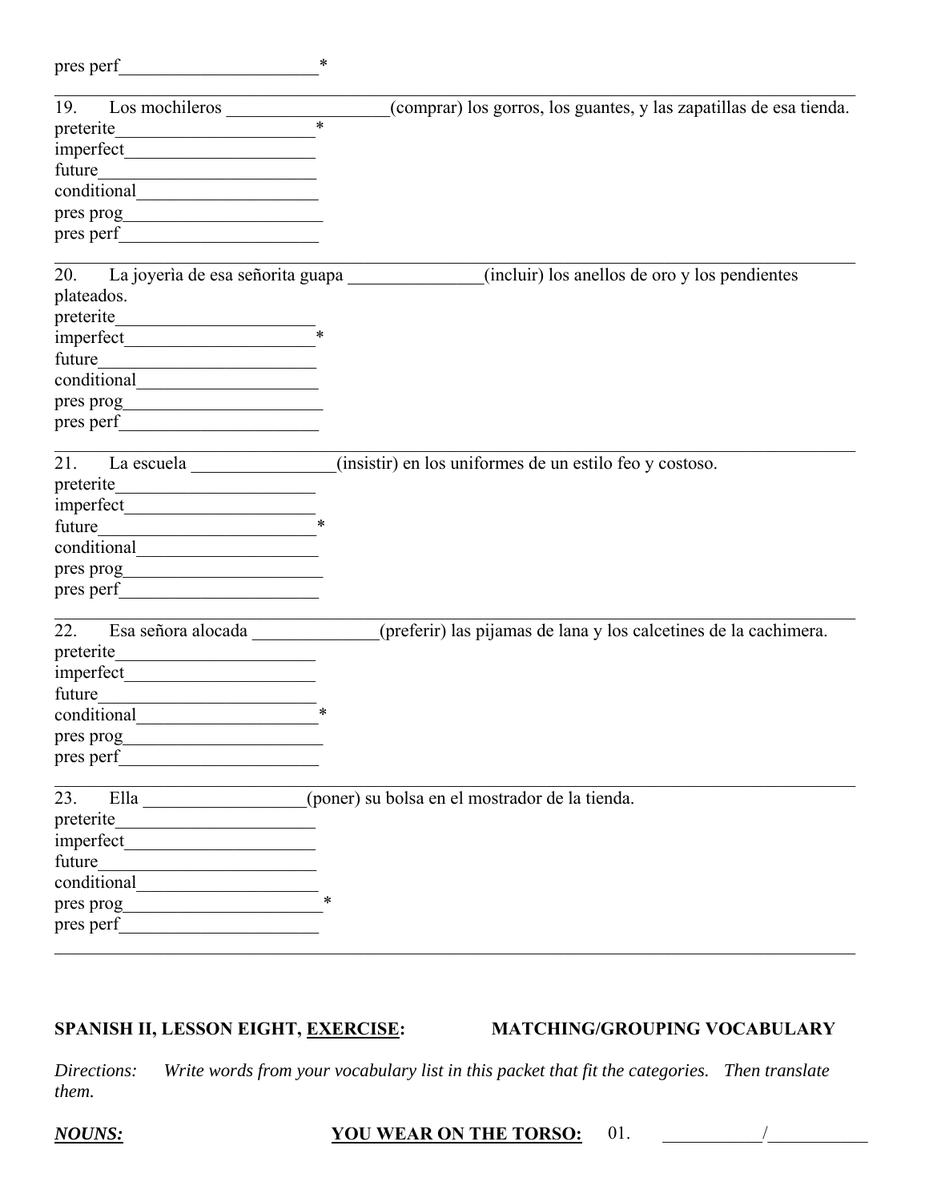pres perf______________________*

---

19. Los mochileros __________________(comprar) los gorros, los guantes, y las zapatillas de esa tienda.
preterite______________________*
imperfect_____________________
future________________________
conditional____________________
pres prog______________________
pres perf______________________

---

20. La joyerìa de esa señorita guapa _______________(incluir) los anellos de oro y los pendientes plateados.
preterite______________________
imperfect_____________________*
future________________________
conditional____________________
pres prog______________________
pres perf______________________

---

21. La escuela ________________(insistir) en los uniformes de un estilo feo y costoso.
preterite______________________
imperfect_____________________
future________________________*
conditional____________________
pres prog______________________
pres perf______________________

---

22. Esa señora alocada ______________(preferir) las pijamas de lana y los calcetines de la cachimera.
preterite______________________
imperfect_____________________
future________________________
conditional____________________*
pres prog______________________
pres perf______________________

---

23. Ella __________________(poner) su bolsa en el mostrador de la tienda.
preterite______________________
imperfect_____________________
future________________________
conditional____________________
pres prog______________________*
pres perf______________________

---

**SPANISH II, LESSON EIGHT, <u>EXERCISE</u>: MATCHING/GROUPING VOCABULARY**

*Directions: Write words from your vocabulary list in this packet that fit the categories. Then translate them.*

***<u>NOUNS:</u>*** **<u>YOU WEAR ON THE TORSO:</u>** 01. ___________/___________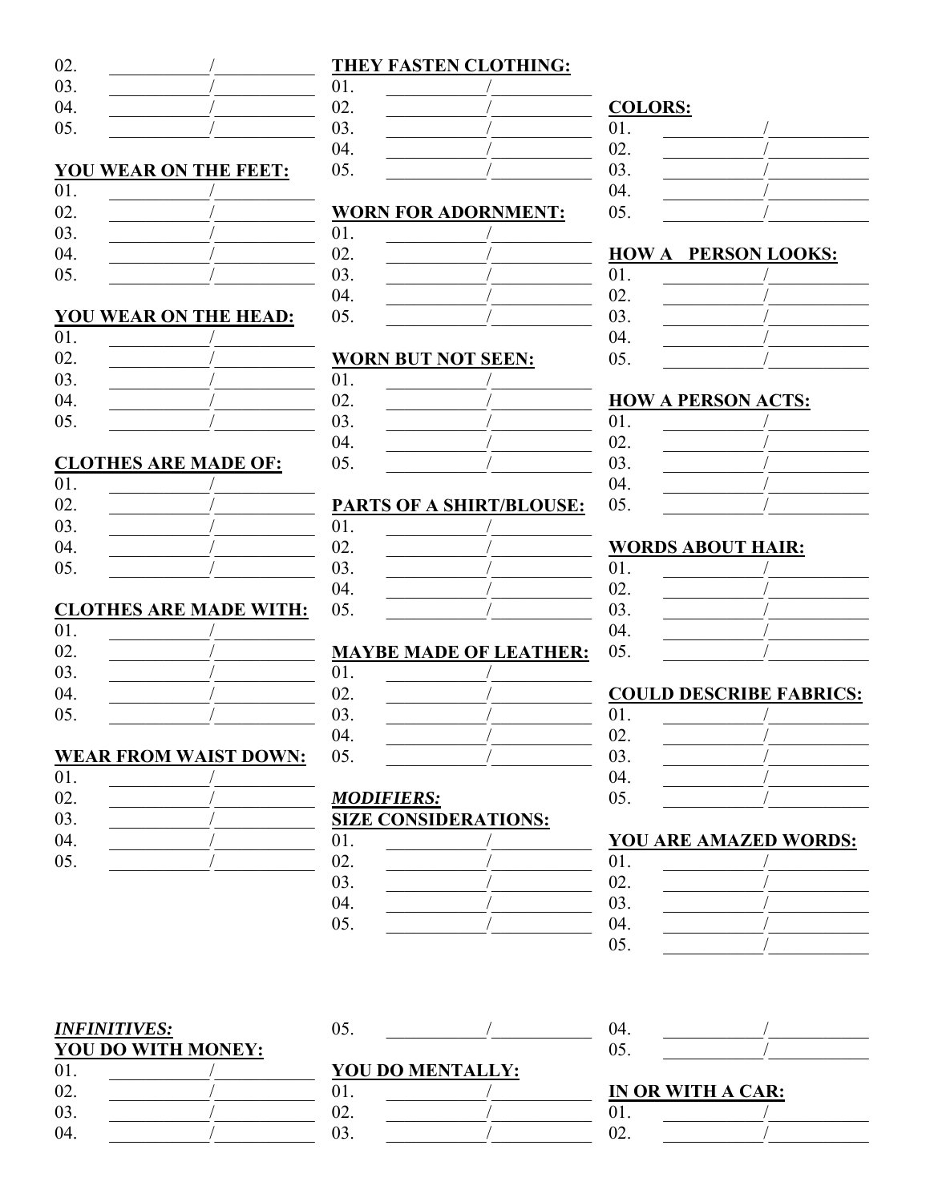02. ___________/___________
03. ___________/___________
04. ___________/___________
05. ___________/___________

**YOU WEAR ON THE FEET:**

01. ___________/___________
02. ___________/___________
03. ___________/___________
04. ___________/___________
05. ___________/___________

**YOU WEAR ON THE HEAD:**

01. ___________/___________
02. ___________/___________
03. ___________/___________
04. ___________/___________
05. ___________/___________

**CLOTHES ARE MADE OF:**

01. ___________/___________
02. ___________/___________
03. ___________/___________
04. ___________/___________
05. ___________/___________

**CLOTHES ARE MADE WITH:**

01. ___________/___________
02. ___________/___________
03. ___________/___________
04. ___________/___________
05. ___________/___________

**WEAR FROM WAIST DOWN:**

01. ___________/___________
02. ___________/___________
03. ___________/___________
04. ___________/___________
05. ___________/___________

**THEY FASTEN CLOTHING:**

01. ___________/___________
02. ___________/___________
03. ___________/___________
04. ___________/___________
05. ___________/___________

**WORN FOR ADORNMENT:**

01. ___________/___________
02. ___________/___________
03. ___________/___________
04. ___________/___________
05. ___________/___________

**WORN BUT NOT SEEN:**

01. ___________/___________
02. ___________/___________
03. ___________/___________
04. ___________/___________
05. ___________/___________

**PARTS OF A SHIRT/BLOUSE:**

01. ___________/___________
02. ___________/___________
03. ___________/___________
04. ___________/___________
05. ___________/___________

**MAYBE MADE OF LEATHER:**

01. ___________/___________
02. ___________/___________
03. ___________/___________
04. ___________/___________
05. ___________/___________

***MODIFIERS:***

**SIZE CONSIDERATIONS:**

01. ___________/___________
02. ___________/___________
03. ___________/___________
04. ___________/___________
05. ___________/___________

**COLORS:**

01. ___________/___________
02. ___________/___________
03. ___________/___________
04. ___________/___________
05. ___________/___________

**HOW A PERSON LOOKS:**

01. ___________/___________
02. ___________/___________
03. ___________/___________
04. ___________/___________
05. ___________/___________

**HOW A PERSON ACTS:**

01. ___________/___________
02. ___________/___________
03. ___________/___________
04. ___________/___________
05. ___________/___________

**WORDS ABOUT HAIR:**

01. ___________/___________
02. ___________/___________
03. ___________/___________
04. ___________/___________
05. ___________/___________

**COULD DESCRIBE FABRICS:**

01. ___________/___________
02. ___________/___________
03. ___________/___________
04. ___________/___________
05. ___________/___________

**YOU ARE AMAZED WORDS:**

01. ___________/___________
02. ___________/___________
03. ___________/___________
04. ___________/___________
05. ___________/___________

***INFINITIVES:***

**YOU DO WITH MONEY:**

01. ___________/___________
02. ___________/___________
03. ___________/___________
04. ___________/___________
05. ___________/___________

**YOU DO MENTALLY:**

01. ___________/___________
02. ___________/___________
03. ___________/___________
04. ___________/___________
05. ___________/___________

**IN OR WITH A CAR:**

01. ___________/___________
02. ___________/___________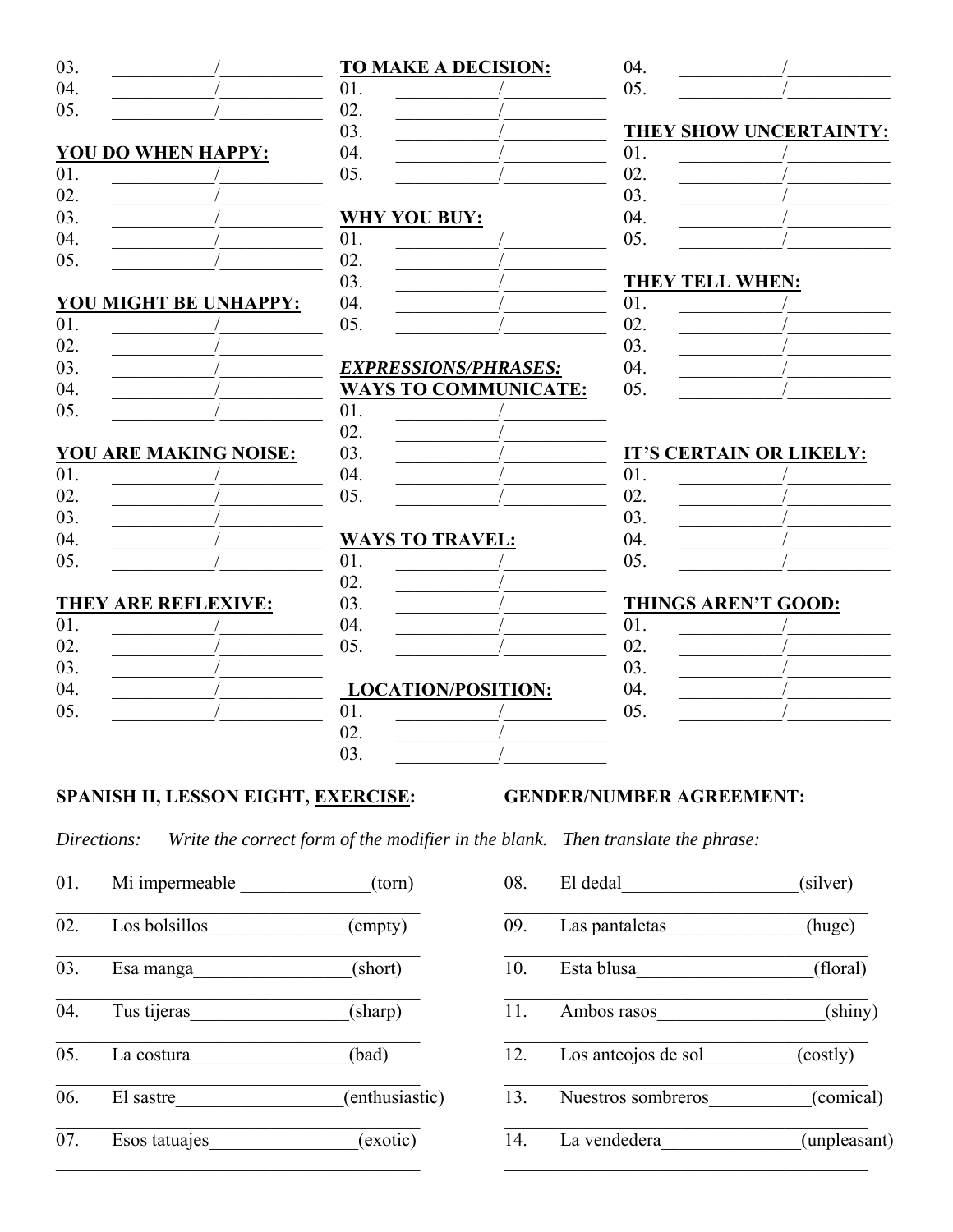03. ___________/___________
04. ___________/___________
05. ___________/___________

**YOU DO WHEN HAPPY:**

01. ___________/___________
02. ___________/___________
03. ___________/___________
04. ___________/___________
05. ___________/___________

**YOU MIGHT BE UNHAPPY:**

01. ___________/___________
02. ___________/___________
03. ___________/___________
04. ___________/___________
05. ___________/___________

**YOU ARE MAKING NOISE:**

01. ___________/___________
02. ___________/___________
03. ___________/___________
04. ___________/___________
05. ___________/___________

**THEY ARE REFLEXIVE:**

01. ___________/___________
02. ___________/___________
03. ___________/___________
04. ___________/___________
05. ___________/___________

**TO MAKE A DECISION:**

01. ___________/___________
02. ___________/___________
03. ___________/___________
04. ___________/___________
05. ___________/___________

**WHY YOU BUY:**

01. ___________/___________
02. ___________/___________
03. ___________/___________
04. ___________/___________
05. ___________/___________

***EXPRESSIONS/PHRASES:***

**WAYS TO COMMUNICATE:**

01. ___________/___________
02. ___________/___________
03. ___________/___________
04. ___________/___________
05. ___________/___________

**WAYS TO TRAVEL:**

01. ___________/___________
02. ___________/___________
03. ___________/___________
04. ___________/___________
05. ___________/___________

**LOCATION/POSITION:**

01. ___________/___________
02. ___________/___________
03. ___________/___________
04. ___________/___________
05. ___________/___________

**THEY SHOW UNCERTAINTY:**

01. ___________/___________
02. ___________/___________
03. ___________/___________
04. ___________/___________
05. ___________/___________

**THEY TELL WHEN:**

01. ___________/___________
02. ___________/___________
03. ___________/___________
04. ___________/___________
05. ___________/___________

**IT'S CERTAIN OR LIKELY:**

01. ___________/___________
02. ___________/___________
03. ___________/___________
04. ___________/___________
05. ___________/___________

**THINGS AREN'T GOOD:**

01. ___________/___________
02. ___________/___________
03. ___________/___________
04. ___________/___________
05. ___________/___________

## SPANISH II, LESSON EIGHT, EXERCISE: GENDER/NUMBER AGREEMENT:

*Directions: Write the correct form of the modifier in the blank. Then translate the phrase:*

01. Mi impermeable ______________(torn)
_________________________________________
02. Los bolsillos_______________(empty)
_________________________________________
03. Esa manga_________________(short)
_________________________________________
04. Tus tijeras_________________(sharp)
_________________________________________
05. La costura_________________(bad)
_________________________________________
06. El sastre__________________(enthusiastic)
_________________________________________
07. Esos tatuajes________________(exotic)
_________________________________________
08. El dedal___________________(silver)
_________________________________________
09. Las pantaletas_______________(huge)
_________________________________________
10. Esta blusa___________________(floral)
_________________________________________
11. Ambos rasos__________________(shiny)
_________________________________________
12. Los anteojos de sol__________(costly)
_________________________________________
13. Nuestros sombreros___________(comical)
_________________________________________
14. La vendedera_______________(unpleasant)
_________________________________________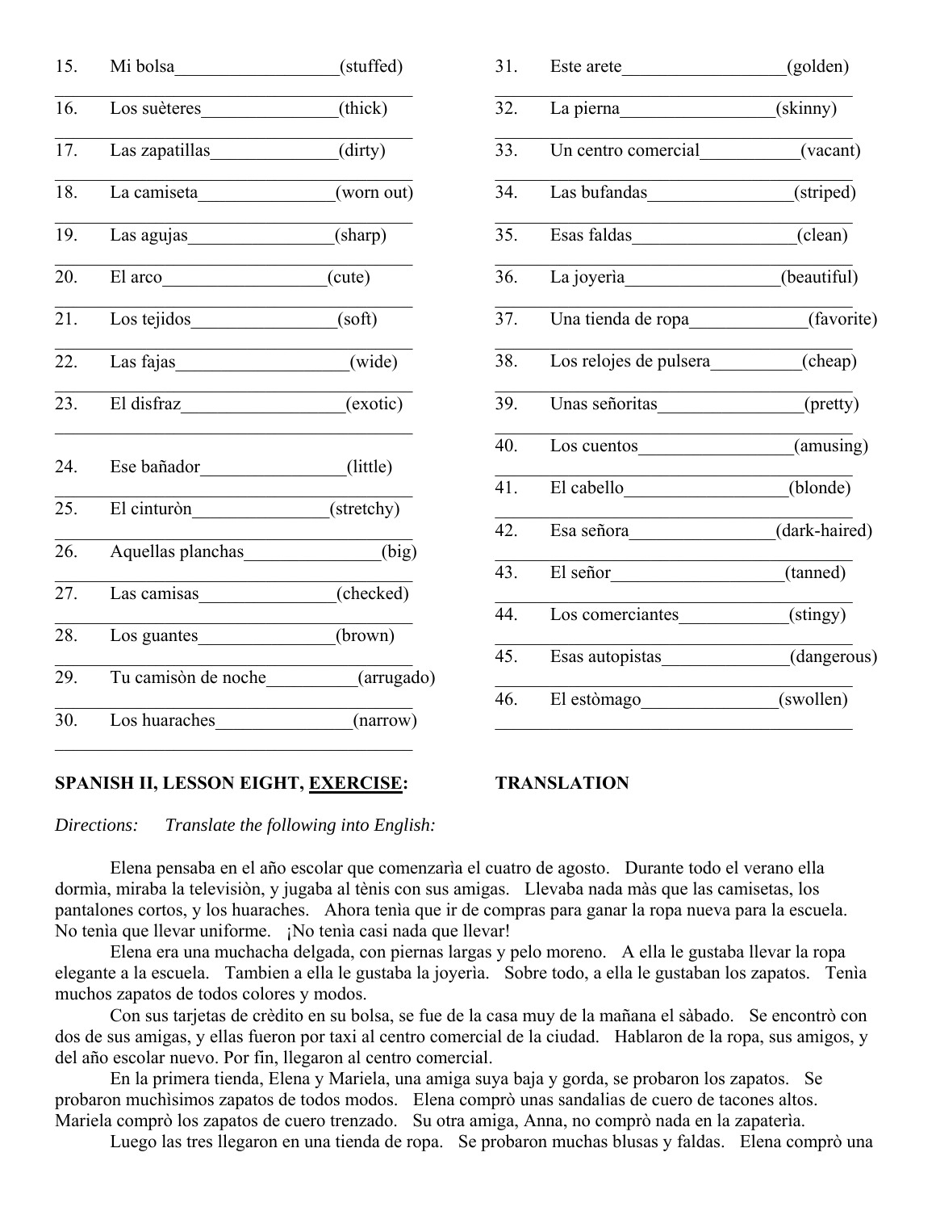15. Mi bolsa__________________(stuffed)
_______________________________________

16. Los suèteres_______________(thick)
_______________________________________

17. Las zapatillas______________(dirty)
_______________________________________

18. La camiseta_______________(worn out)
_______________________________________

19. Las agujas________________(sharp)
_______________________________________

20. El arco__________________(cute)
_______________________________________

21. Los tejidos________________(soft)
_______________________________________

22. Las fajas__________________(wide)
_______________________________________

23. El disfraz_________________(exotic)
_______________________________________

24. Ese bañador________________(little)
_______________________________________

25. El cinturòn_______________(stretchy)
_______________________________________

26. Aquellas planchas_______________(big)
_______________________________________

27. Las camisas_______________(checked)
_______________________________________

28. Los guantes_______________(brown)
_______________________________________

29. Tu camisòn de noche__________(arrugado)
_______________________________________

30. Los huaraches_______________(narrow)
_______________________________________

31. Este arete__________________(golden)
_______________________________________

32. La pierna_________________(skinny)
_______________________________________

33. Un centro comercial___________(vacant)
_______________________________________

34. Las bufandas________________(striped)
_______________________________________

35. Esas faldas__________________(clean)
_______________________________________

36. La joyerìa_________________(beautiful)
_______________________________________

37. Una tienda de ropa_____________(favorite)
_______________________________________

38. Los relojes de pulsera__________(cheap)
_______________________________________

39. Unas señoritas________________(pretty)
_______________________________________

40. Los cuentos_________________(amusing)
_______________________________________

41. El cabello__________________(blonde)
_______________________________________

42. Esa señora________________(dark-haired)
_______________________________________

43. El señor___________________(tanned)
_______________________________________

44. Los comerciantes____________(stingy)
_______________________________________

45. Esas autopistas______________(dangerous)
_______________________________________

46. El estòmago_______________(swollen)
_______________________________________

**SPANISH II, LESSON EIGHT, <u>EXERCISE</u>: TRANSLATION**

*Directions: Translate the following into English:*

Elena pensaba en el año escolar que comenzarìa el cuatro de agosto. Durante todo el verano ella dormìa, miraba la televisiòn, y jugaba al tènis con sus amigas. Llevaba nada màs que las camisetas, los pantalones cortos, y los huaraches. Ahora tenìa que ir de compras para ganar la ropa nueva para la escuela. No tenìa que llevar uniforme. ¡No tenìa casi nada que llevar!

Elena era una muchacha delgada, con piernas largas y pelo moreno. A ella le gustaba llevar la ropa elegante a la escuela. Tambien a ella le gustaba la joyerìa. Sobre todo, a ella le gustaban los zapatos. Tenìa muchos zapatos de todos colores y modos.

Con sus tarjetas de crèdito en su bolsa, se fue de la casa muy de la mañana el sàbado. Se encontrò con dos de sus amigas, y ellas fueron por taxi al centro comercial de la ciudad. Hablaron de la ropa, sus amigos, y del año escolar nuevo. Por fin, llegaron al centro comercial.

En la primera tienda, Elena y Mariela, una amiga suya baja y gorda, se probaron los zapatos. Se probaron muchìsimos zapatos de todos modos. Elena comprò unas sandalias de cuero de tacones altos. Mariela comprò los zapatos de cuero trenzado. Su otra amiga, Anna, no comprò nada en la zapaterìa.

Luego las tres llegaron en una tienda de ropa. Se probaron muchas blusas y faldas. Elena comprò una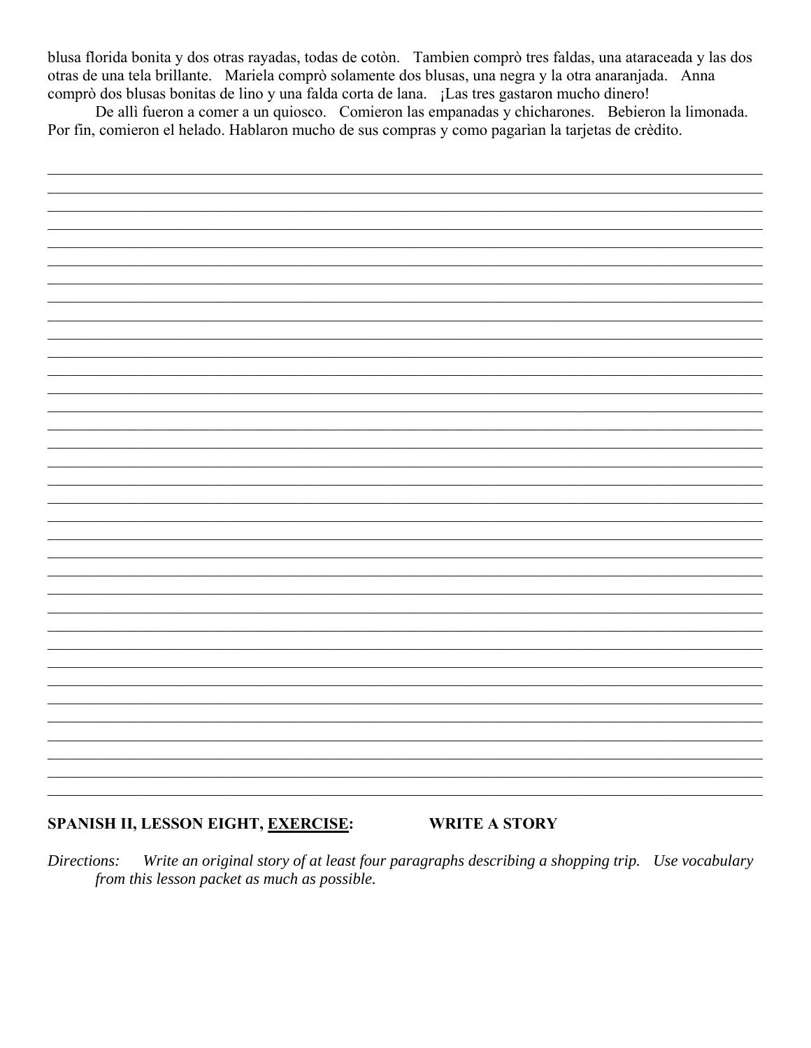blusa florida bonita y dos otras rayadas, todas de cotòn. Tambien comprò tres faldas, una ataraceada y las dos otras de una tela brillante. Mariela comprò solamente dos blusas, una negra y la otra anaranjada. Anna comprò dos blusas bonitas de lino y una falda corta de lana. ¡Las tres gastaron mucho dinero!

De allì fueron a comer a un quiosco. Comieron las empanadas y chicharones. Bebieron la limonada. Por fin, comieron el helado. Hablaron mucho de sus compras y como pagarìan la tarjetas de crèdito.

**SPANISH II, LESSON EIGHT, EXERCISE: WRITE A STORY**

*Directions: Write an original story of at least four paragraphs describing a shopping trip. Use vocabulary from this lesson packet as much as possible.*